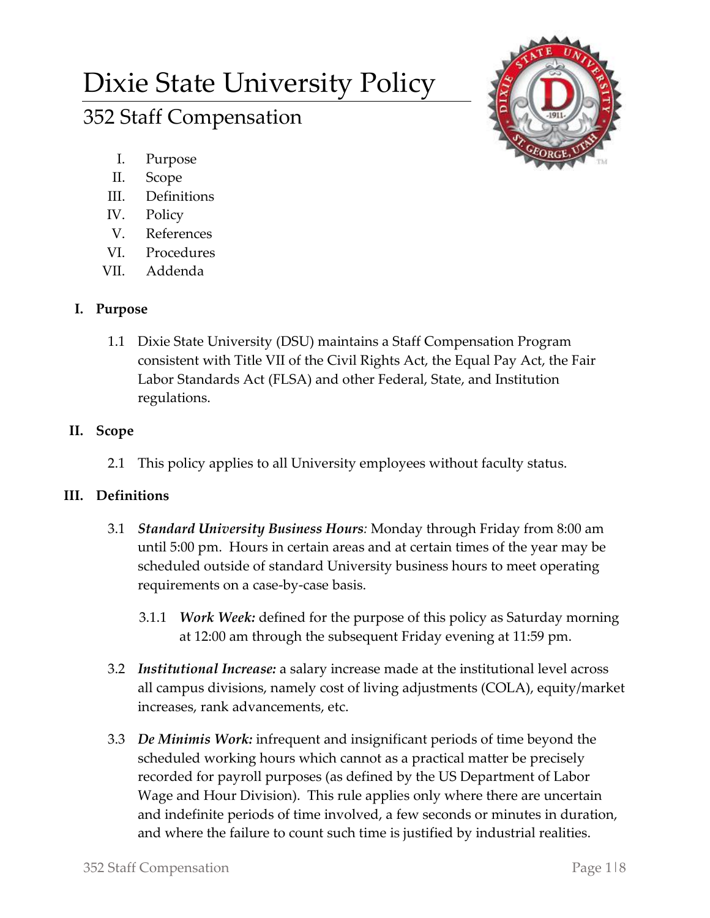# Dixie State University Policy

## 352 Staff Compensation

I. Purpose
II. Scope
III. Definitions
IV. Policy
V. References
VI. Procedures
VII. Addenda

### I. Purpose

1.1 Dixie State University (DSU) maintains a Staff Compensation Program consistent with Title VII of the Civil Rights Act, the Equal Pay Act, the Fair Labor Standards Act (FLSA) and other Federal, State, and Institution regulations.

### II. Scope

2.1 This policy applies to all University employees without faculty status.

### III. Definitions

3.1 ***Standard University Business Hours****:* Monday through Friday from 8:00 am until 5:00 pm. Hours in certain areas and at certain times of the year may be scheduled outside of standard University business hours to meet operating requirements on a case-by-case basis.

3.1.1 ***Work Week:*** defined for the purpose of this policy as Saturday morning at 12:00 am through the subsequent Friday evening at 11:59 pm.

3.2 ***Institutional Increase:*** a salary increase made at the institutional level across all campus divisions, namely cost of living adjustments (COLA), equity/market increases, rank advancements, etc.

3.3 ***De Minimis Work:*** infrequent and insignificant periods of time beyond the scheduled working hours which cannot as a practical matter be precisely recorded for payroll purposes (as defined by the US Department of Labor Wage and Hour Division). This rule applies only where there are uncertain and indefinite periods of time involved, a few seconds or minutes in duration, and where the failure to count such time is justified by industrial realities.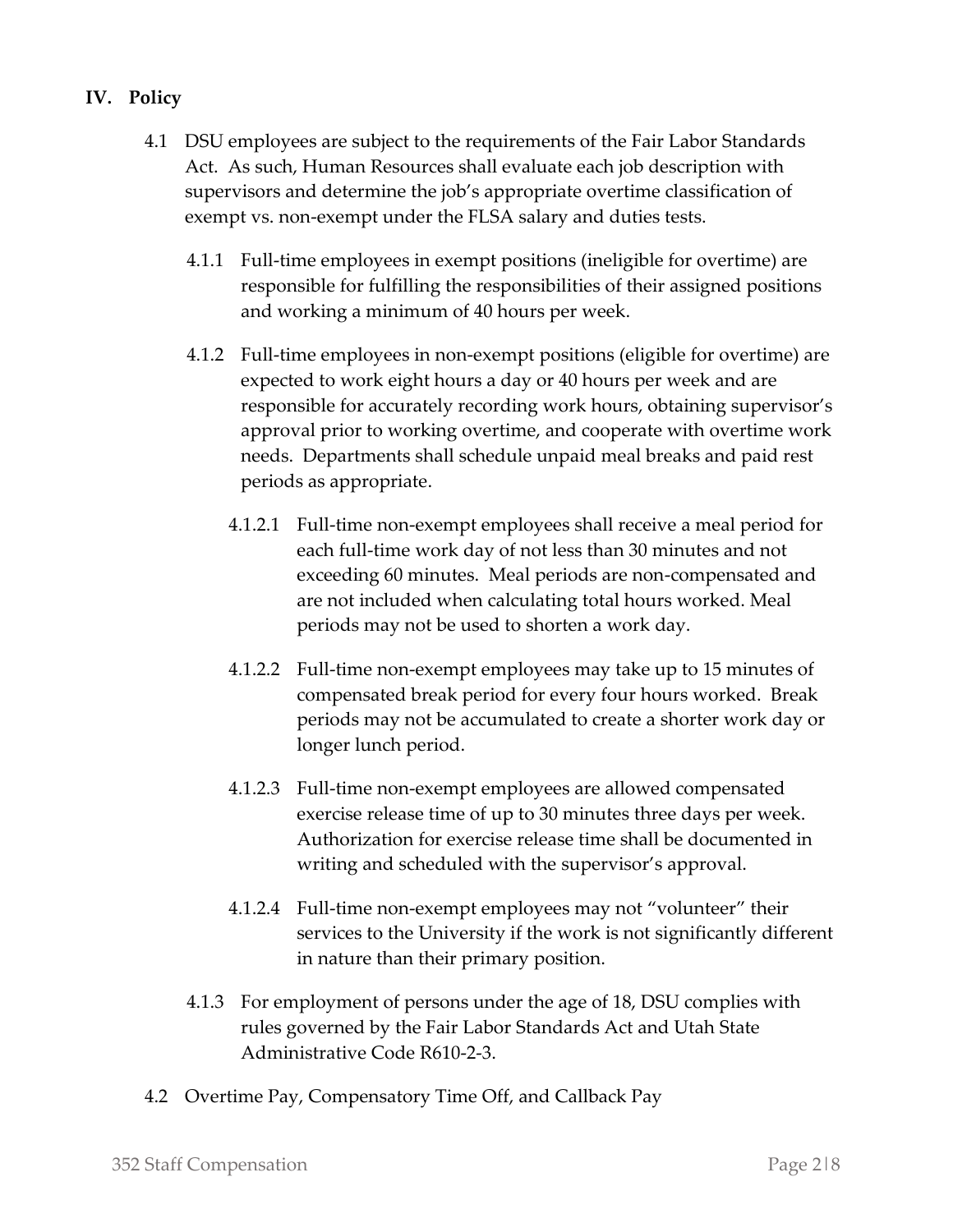## IV. Policy

4.1 DSU employees are subject to the requirements of the Fair Labor Standards Act. As such, Human Resources shall evaluate each job description with supervisors and determine the job's appropriate overtime classification of exempt vs. non-exempt under the FLSA salary and duties tests.

4.1.1 Full-time employees in exempt positions (ineligible for overtime) are responsible for fulfilling the responsibilities of their assigned positions and working a minimum of 40 hours per week.

4.1.2 Full-time employees in non-exempt positions (eligible for overtime) are expected to work eight hours a day or 40 hours per week and are responsible for accurately recording work hours, obtaining supervisor's approval prior to working overtime, and cooperate with overtime work needs. Departments shall schedule unpaid meal breaks and paid rest periods as appropriate.

4.1.2.1 Full-time non-exempt employees shall receive a meal period for each full-time work day of not less than 30 minutes and not exceeding 60 minutes. Meal periods are non-compensated and are not included when calculating total hours worked. Meal periods may not be used to shorten a work day.

4.1.2.2 Full-time non-exempt employees may take up to 15 minutes of compensated break period for every four hours worked. Break periods may not be accumulated to create a shorter work day or longer lunch period.

4.1.2.3 Full-time non-exempt employees are allowed compensated exercise release time of up to 30 minutes three days per week. Authorization for exercise release time shall be documented in writing and scheduled with the supervisor's approval.

4.1.2.4 Full-time non-exempt employees may not "volunteer" their services to the University if the work is not significantly different in nature than their primary position.

4.1.3 For employment of persons under the age of 18, DSU complies with rules governed by the Fair Labor Standards Act and Utah State Administrative Code R610-2-3.

4.2 Overtime Pay, Compensatory Time Off, and Callback Pay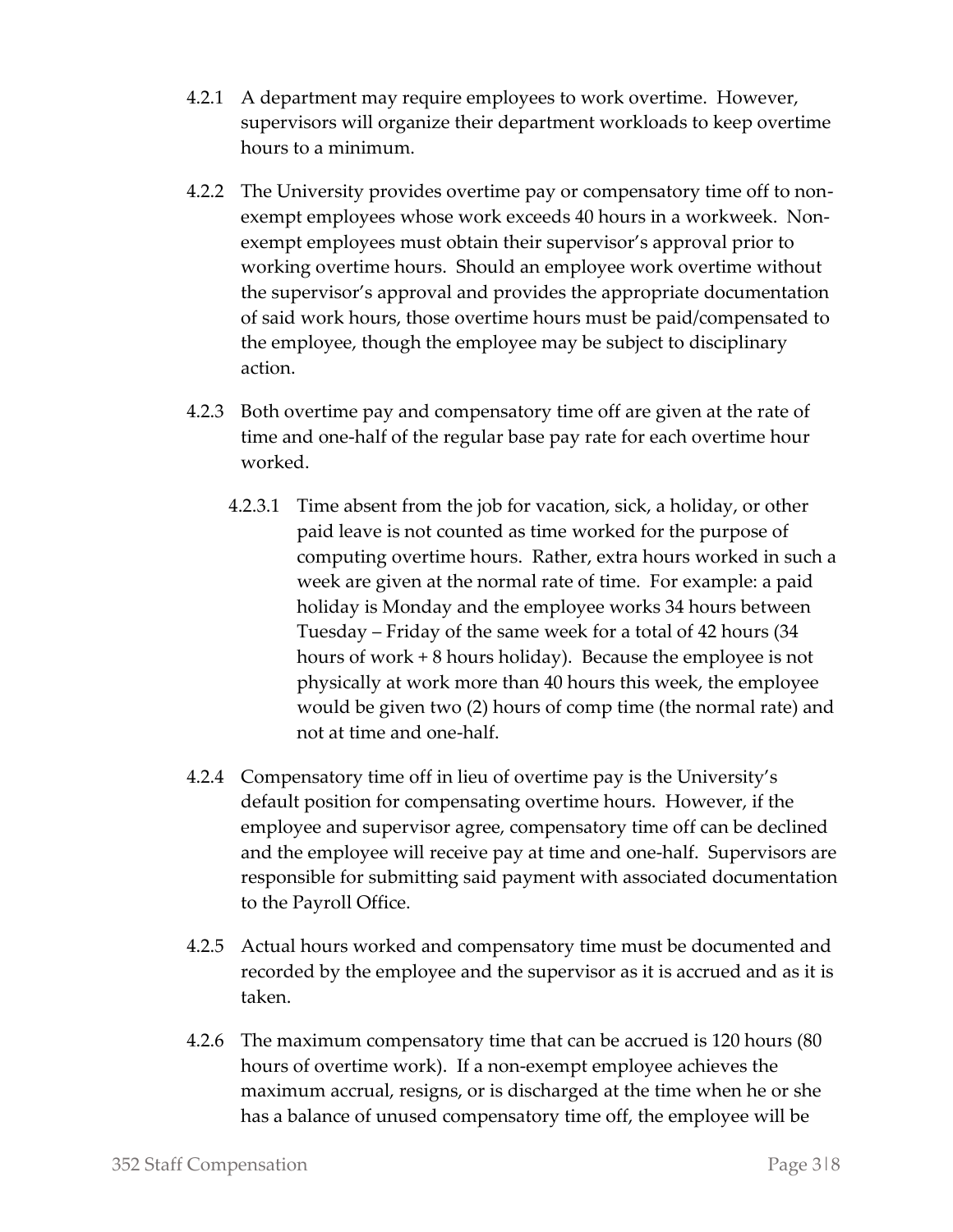4.2.1 A department may require employees to work overtime. However, supervisors will organize their department workloads to keep overtime hours to a minimum.

4.2.2 The University provides overtime pay or compensatory time off to non-exempt employees whose work exceeds 40 hours in a workweek. Non-exempt employees must obtain their supervisor's approval prior to working overtime hours. Should an employee work overtime without the supervisor's approval and provides the appropriate documentation of said work hours, those overtime hours must be paid/compensated to the employee, though the employee may be subject to disciplinary action.

4.2.3 Both overtime pay and compensatory time off are given at the rate of time and one-half of the regular base pay rate for each overtime hour worked.

4.2.3.1 Time absent from the job for vacation, sick, a holiday, or other paid leave is not counted as time worked for the purpose of computing overtime hours. Rather, extra hours worked in such a week are given at the normal rate of time. For example: a paid holiday is Monday and the employee works 34 hours between Tuesday – Friday of the same week for a total of 42 hours (34 hours of work + 8 hours holiday). Because the employee is not physically at work more than 40 hours this week, the employee would be given two (2) hours of comp time (the normal rate) and not at time and one-half.

4.2.4 Compensatory time off in lieu of overtime pay is the University's default position for compensating overtime hours. However, if the employee and supervisor agree, compensatory time off can be declined and the employee will receive pay at time and one-half. Supervisors are responsible for submitting said payment with associated documentation to the Payroll Office.

4.2.5 Actual hours worked and compensatory time must be documented and recorded by the employee and the supervisor as it is accrued and as it is taken.

4.2.6 The maximum compensatory time that can be accrued is 120 hours (80 hours of overtime work). If a non-exempt employee achieves the maximum accrual, resigns, or is discharged at the time when he or she has a balance of unused compensatory time off, the employee will be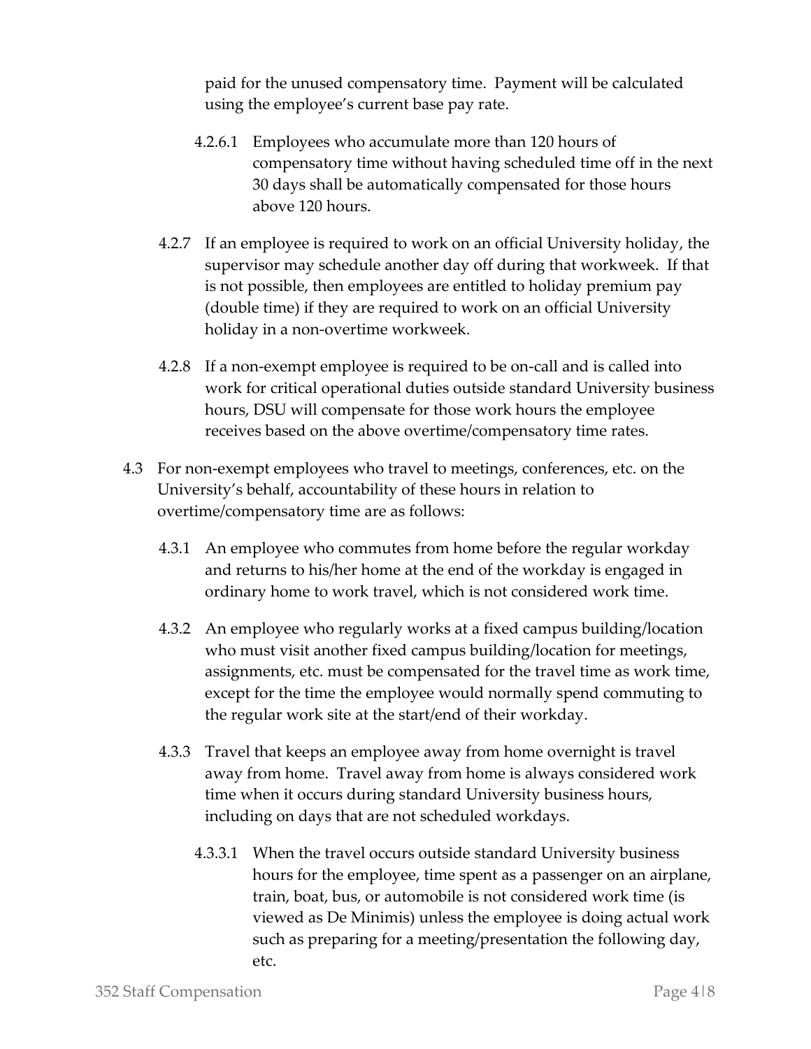paid for the unused compensatory time. Payment will be calculated using the employee's current base pay rate.

4.2.6.1 Employees who accumulate more than 120 hours of compensatory time without having scheduled time off in the next 30 days shall be automatically compensated for those hours above 120 hours.

4.2.7 If an employee is required to work on an official University holiday, the supervisor may schedule another day off during that workweek. If that is not possible, then employees are entitled to holiday premium pay (double time) if they are required to work on an official University holiday in a non-overtime workweek.

4.2.8 If a non-exempt employee is required to be on-call and is called into work for critical operational duties outside standard University business hours, DSU will compensate for those work hours the employee receives based on the above overtime/compensatory time rates.

4.3 For non-exempt employees who travel to meetings, conferences, etc. on the University's behalf, accountability of these hours in relation to overtime/compensatory time are as follows:

4.3.1 An employee who commutes from home before the regular workday and returns to his/her home at the end of the workday is engaged in ordinary home to work travel, which is not considered work time.

4.3.2 An employee who regularly works at a fixed campus building/location who must visit another fixed campus building/location for meetings, assignments, etc. must be compensated for the travel time as work time, except for the time the employee would normally spend commuting to the regular work site at the start/end of their workday.

4.3.3 Travel that keeps an employee away from home overnight is travel away from home. Travel away from home is always considered work time when it occurs during standard University business hours, including on days that are not scheduled workdays.

4.3.3.1 When the travel occurs outside standard University business hours for the employee, time spent as a passenger on an airplane, train, boat, bus, or automobile is not considered work time (is viewed as De Minimis) unless the employee is doing actual work such as preparing for a meeting/presentation the following day, etc.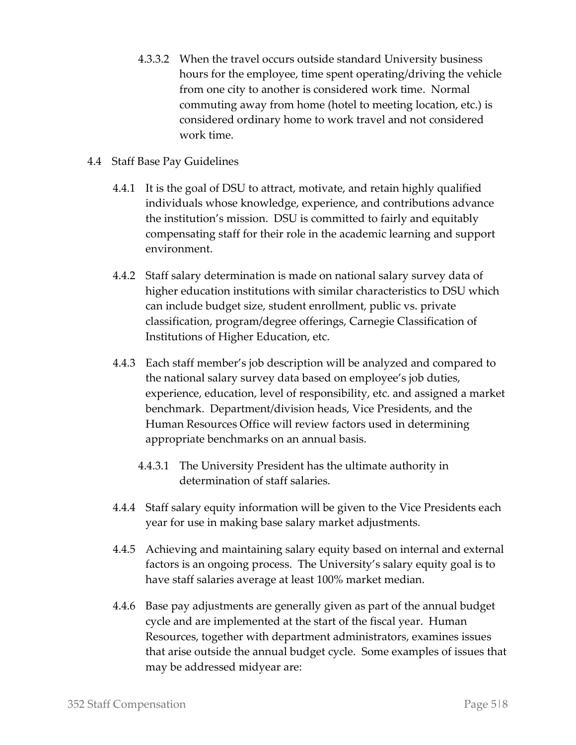4.3.3.2 When the travel occurs outside standard University business hours for the employee, time spent operating/driving the vehicle from one city to another is considered work time. Normal commuting away from home (hotel to meeting location, etc.) is considered ordinary home to work travel and not considered work time.

4.4 Staff Base Pay Guidelines

4.4.1 It is the goal of DSU to attract, motivate, and retain highly qualified individuals whose knowledge, experience, and contributions advance the institution's mission. DSU is committed to fairly and equitably compensating staff for their role in the academic learning and support environment.

4.4.2 Staff salary determination is made on national salary survey data of higher education institutions with similar characteristics to DSU which can include budget size, student enrollment, public vs. private classification, program/degree offerings, Carnegie Classification of Institutions of Higher Education, etc.

4.4.3 Each staff member's job description will be analyzed and compared to the national salary survey data based on employee's job duties, experience, education, level of responsibility, etc. and assigned a market benchmark. Department/division heads, Vice Presidents, and the Human Resources Office will review factors used in determining appropriate benchmarks on an annual basis.

4.4.3.1 The University President has the ultimate authority in determination of staff salaries.

4.4.4 Staff salary equity information will be given to the Vice Presidents each year for use in making base salary market adjustments.

4.4.5 Achieving and maintaining salary equity based on internal and external factors is an ongoing process. The University's salary equity goal is to have staff salaries average at least 100% market median.

4.4.6 Base pay adjustments are generally given as part of the annual budget cycle and are implemented at the start of the fiscal year. Human Resources, together with department administrators, examines issues that arise outside the annual budget cycle. Some examples of issues that may be addressed midyear are: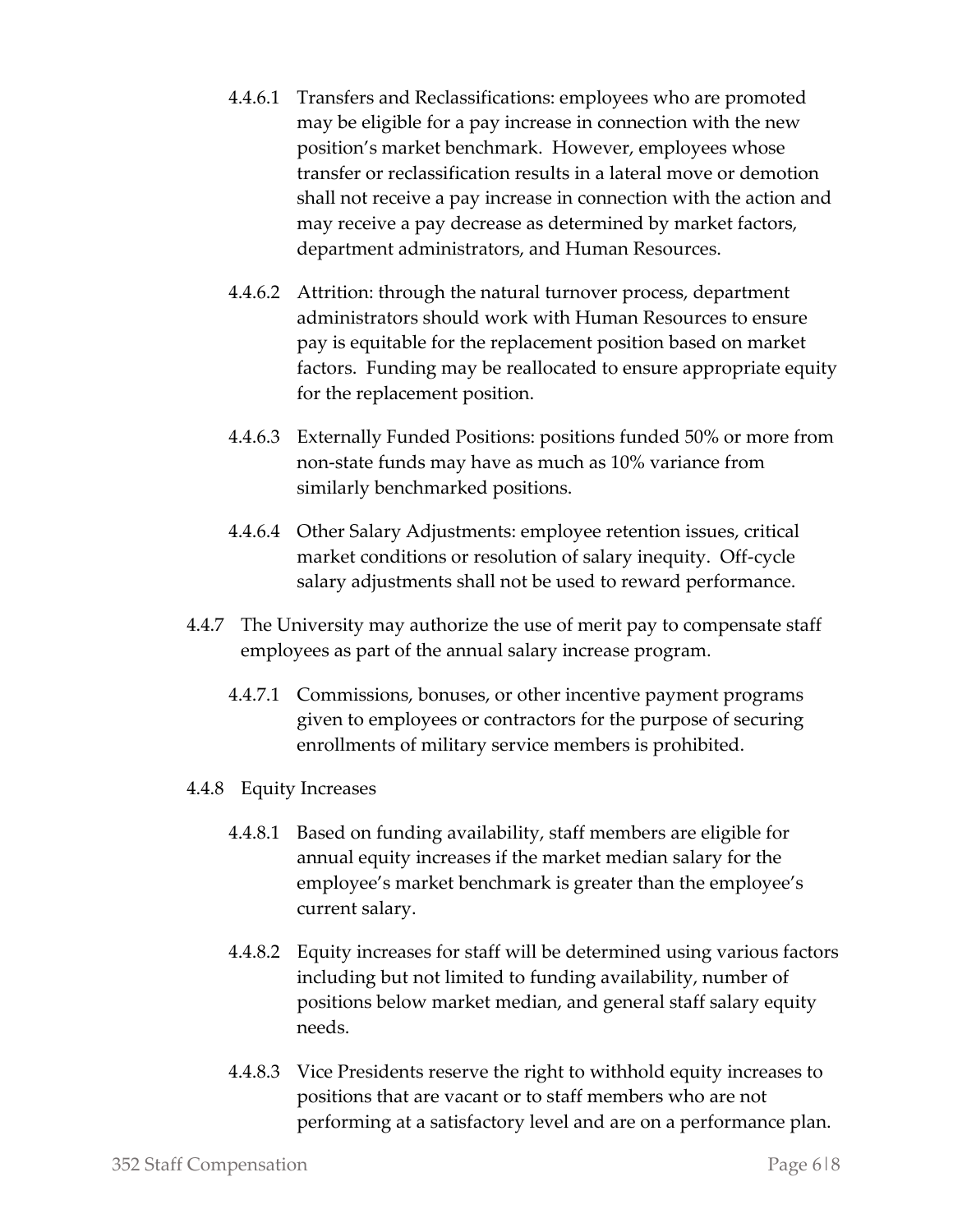4.4.6.1 Transfers and Reclassifications: employees who are promoted may be eligible for a pay increase in connection with the new position's market benchmark. However, employees whose transfer or reclassification results in a lateral move or demotion shall not receive a pay increase in connection with the action and may receive a pay decrease as determined by market factors, department administrators, and Human Resources.

4.4.6.2 Attrition: through the natural turnover process, department administrators should work with Human Resources to ensure pay is equitable for the replacement position based on market factors. Funding may be reallocated to ensure appropriate equity for the replacement position.

4.4.6.3 Externally Funded Positions: positions funded 50% or more from non-state funds may have as much as 10% variance from similarly benchmarked positions.

4.4.6.4 Other Salary Adjustments: employee retention issues, critical market conditions or resolution of salary inequity. Off-cycle salary adjustments shall not be used to reward performance.

4.4.7 The University may authorize the use of merit pay to compensate staff employees as part of the annual salary increase program.

4.4.7.1 Commissions, bonuses, or other incentive payment programs given to employees or contractors for the purpose of securing enrollments of military service members is prohibited.

4.4.8 Equity Increases

4.4.8.1 Based on funding availability, staff members are eligible for annual equity increases if the market median salary for the employee's market benchmark is greater than the employee's current salary.

4.4.8.2 Equity increases for staff will be determined using various factors including but not limited to funding availability, number of positions below market median, and general staff salary equity needs.

4.4.8.3 Vice Presidents reserve the right to withhold equity increases to positions that are vacant or to staff members who are not performing at a satisfactory level and are on a performance plan.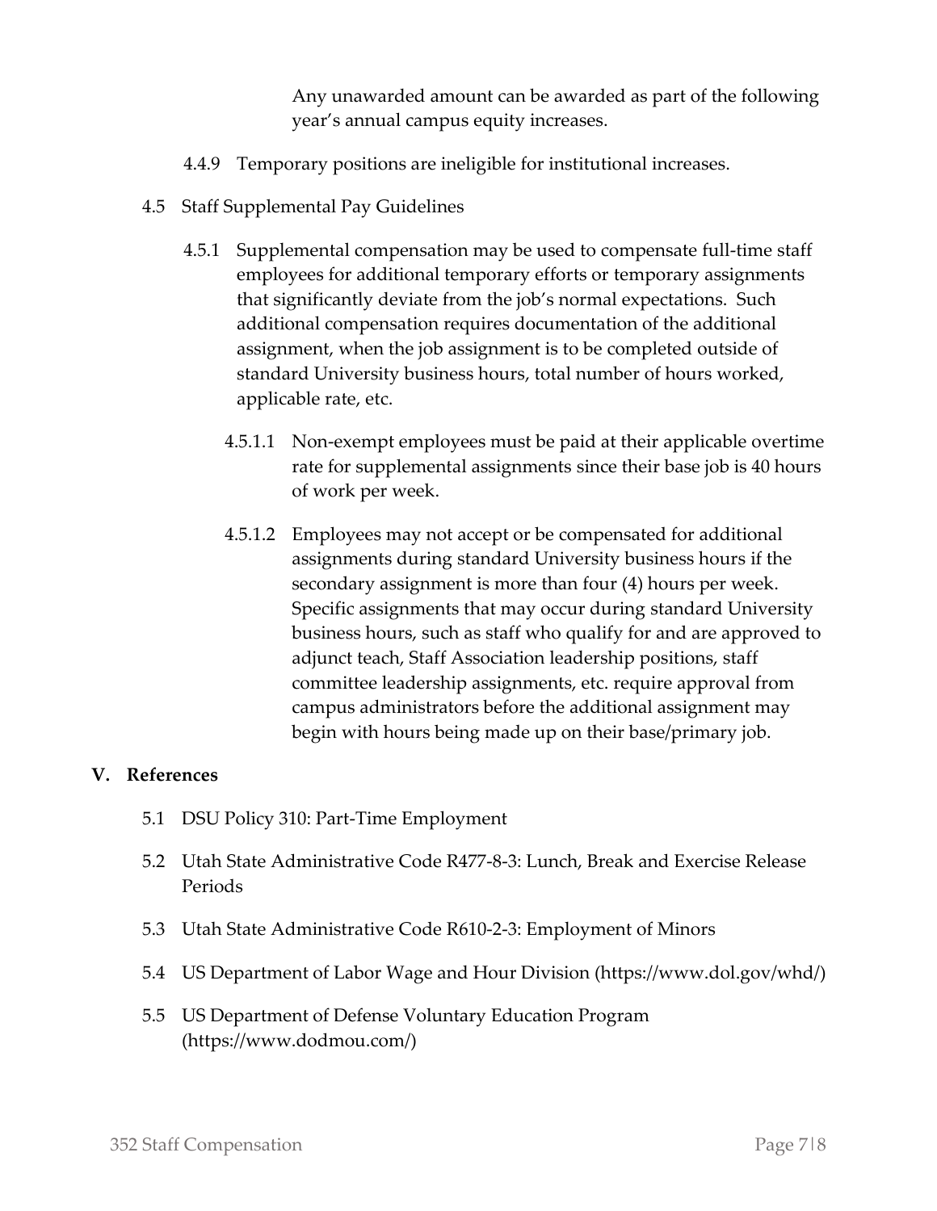Any unawarded amount can be awarded as part of the following year's annual campus equity increases.

4.4.9 Temporary positions are ineligible for institutional increases.

4.5 Staff Supplemental Pay Guidelines

4.5.1 Supplemental compensation may be used to compensate full-time staff employees for additional temporary efforts or temporary assignments that significantly deviate from the job's normal expectations. Such additional compensation requires documentation of the additional assignment, when the job assignment is to be completed outside of standard University business hours, total number of hours worked, applicable rate, etc.

4.5.1.1 Non-exempt employees must be paid at their applicable overtime rate for supplemental assignments since their base job is 40 hours of work per week.

4.5.1.2 Employees may not accept or be compensated for additional assignments during standard University business hours if the secondary assignment is more than four (4) hours per week. Specific assignments that may occur during standard University business hours, such as staff who qualify for and are approved to adjunct teach, Staff Association leadership positions, staff committee leadership assignments, etc. require approval from campus administrators before the additional assignment may begin with hours being made up on their base/primary job.

## V. References

5.1 DSU Policy 310: Part-Time Employment

5.2 Utah State Administrative Code R477-8-3: Lunch, Break and Exercise Release Periods

5.3 Utah State Administrative Code R610-2-3: Employment of Minors

5.4 US Department of Labor Wage and Hour Division (https://www.dol.gov/whd/)

5.5 US Department of Defense Voluntary Education Program (https://www.dodmou.com/)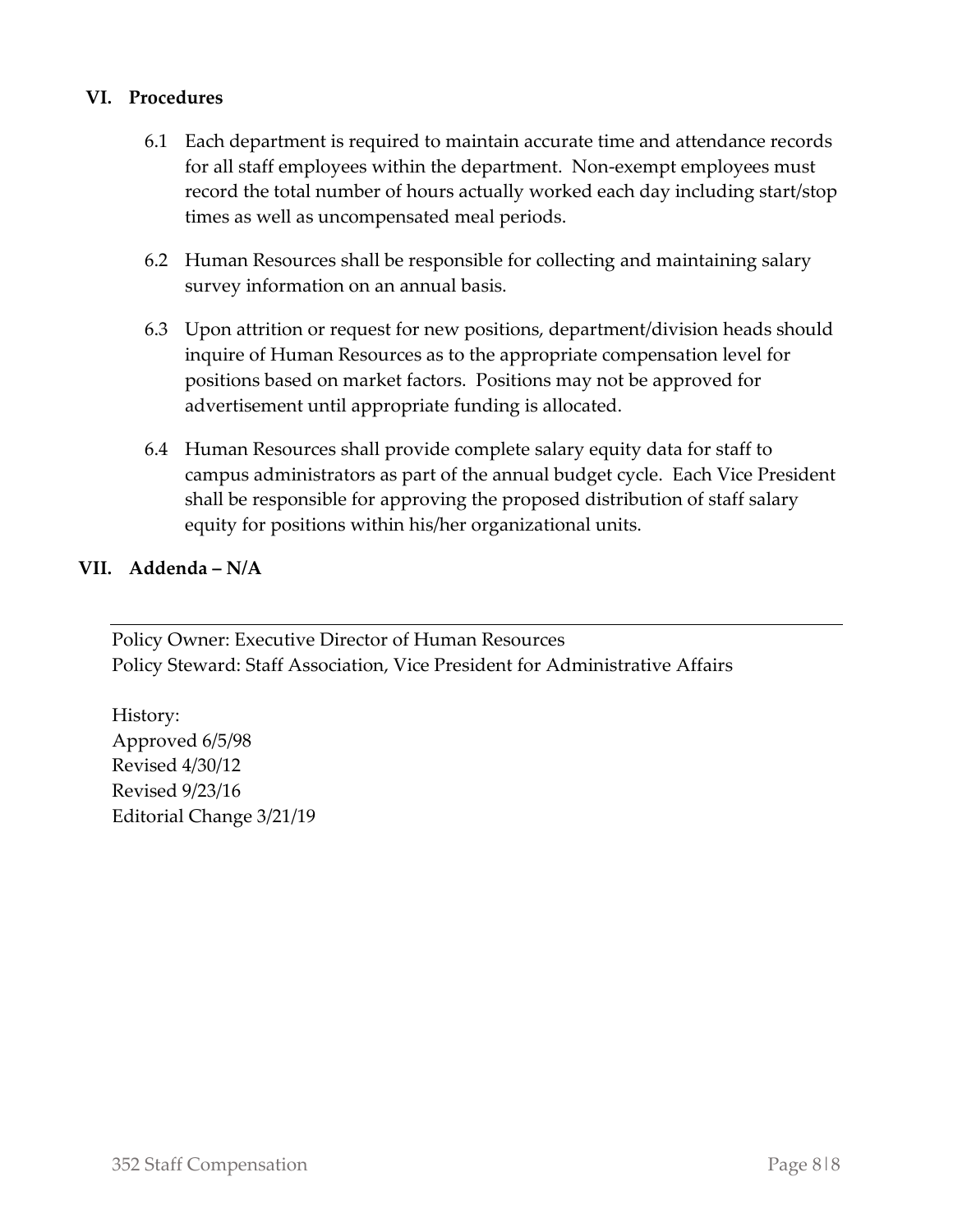## VI. Procedures

6.1 Each department is required to maintain accurate time and attendance records for all staff employees within the department. Non-exempt employees must record the total number of hours actually worked each day including start/stop times as well as uncompensated meal periods.

6.2 Human Resources shall be responsible for collecting and maintaining salary survey information on an annual basis.

6.3 Upon attrition or request for new positions, department/division heads should inquire of Human Resources as to the appropriate compensation level for positions based on market factors. Positions may not be approved for advertisement until appropriate funding is allocated.

6.4 Human Resources shall provide complete salary equity data for staff to campus administrators as part of the annual budget cycle. Each Vice President shall be responsible for approving the proposed distribution of staff salary equity for positions within his/her organizational units.

## VII. Addenda – N/A

---

Policy Owner: Executive Director of Human Resources
Policy Steward: Staff Association, Vice President for Administrative Affairs

History:
Approved 6/5/98
Revised 4/30/12
Revised 9/23/16
Editorial Change 3/21/19